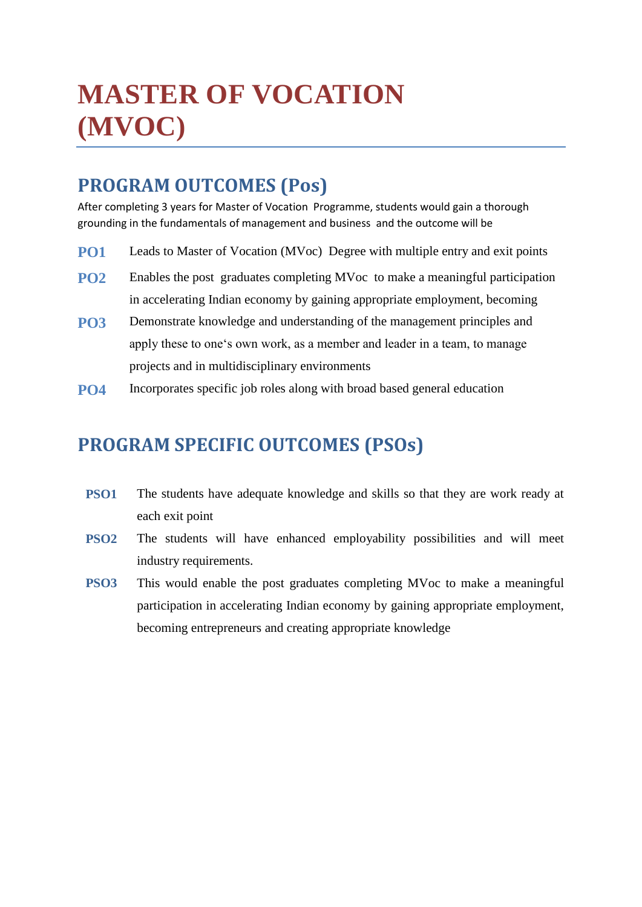# MASTER OF VOCATION (MVOC)

## PROGRAM OUTCOMES (Pos)

After completing 3 years for Master of Vocation Programme, students would gain a thorough grounding in the fundamentals of management and business and the outcome will be

**PO1** Leads to Master of Vocation (MVoc) Degree with multiple entry and exit points

**PO2** Enables the post graduates completing MVoc to make a meaningful participation in accelerating Indian economy by gaining appropriate employment, becoming

**PO3** Demonstrate knowledge and understanding of the management principles and apply these to one's own work, as a member and leader in a team, to manage projects and in multidisciplinary environments

**PO4** Incorporates specific job roles along with broad based general education

## PROGRAM SPECIFIC OUTCOMES (PSOs)

**PSO1** The students have adequate knowledge and skills so that they are work ready at each exit point

**PSO2** The students will have enhanced employability possibilities and will meet industry requirements.

**PSO3** This would enable the post graduates completing MVoc to make a meaningful participation in accelerating Indian economy by gaining appropriate employment, becoming entrepreneurs and creating appropriate knowledge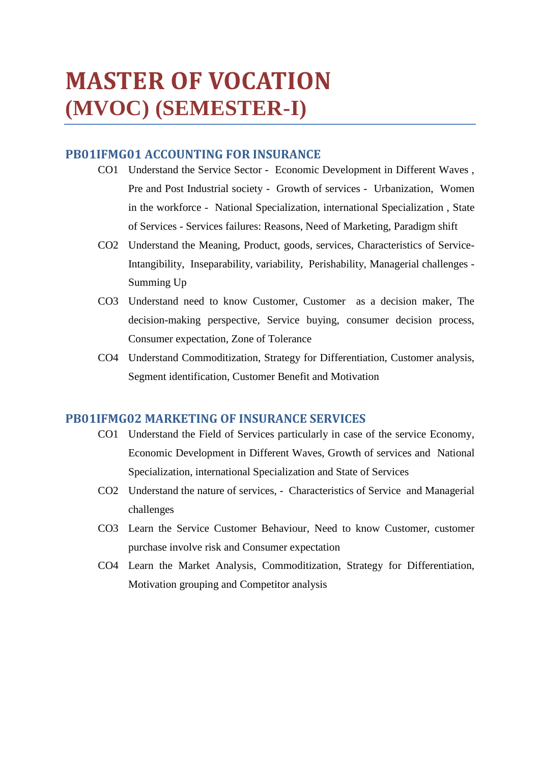# MASTER OF VOCATION (MVOC) (SEMESTER-I)

### PB01IFMG01 ACCOUNTING FOR INSURANCE

- CO1 Understand the Service Sector - Economic Development in Different Waves , Pre and Post Industrial society - Growth of services - Urbanization, Women in the workforce - National Specialization, international Specialization , State of Services - Services failures: Reasons, Need of Marketing, Paradigm shift
- CO2 Understand the Meaning, Product, goods, services, Characteristics of Service- Intangibility, Inseparability, variability, Perishability, Managerial challenges - Summing Up
- CO3 Understand need to know Customer, Customer as a decision maker, The decision-making perspective, Service buying, consumer decision process, Consumer expectation, Zone of Tolerance
- CO4 Understand Commoditization, Strategy for Differentiation, Customer analysis, Segment identification, Customer Benefit and Motivation

### PB01IFMG02 MARKETING OF INSURANCE SERVICES

- CO1 Understand the Field of Services particularly in case of the service Economy, Economic Development in Different Waves, Growth of services and National Specialization, international Specialization and State of Services
- CO2 Understand the nature of services, - Characteristics of Service and Managerial challenges
- CO3 Learn the Service Customer Behaviour, Need to know Customer, customer purchase involve risk and Consumer expectation
- CO4 Learn the Market Analysis, Commoditization, Strategy for Differentiation, Motivation grouping and Competitor analysis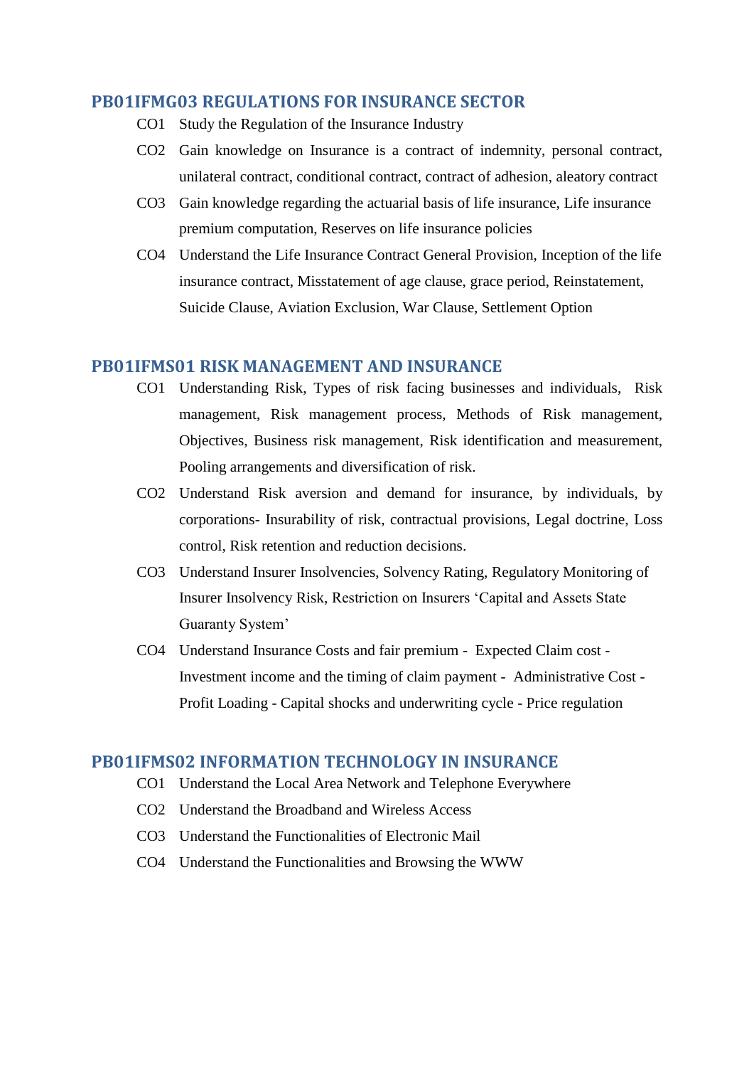### PB01IFMG03 REGULATIONS FOR INSURANCE SECTOR

- CO1 Study the Regulation of the Insurance Industry
- CO2 Gain knowledge on Insurance is a contract of indemnity, personal contract, unilateral contract, conditional contract, contract of adhesion, aleatory contract
- CO3 Gain knowledge regarding the actuarial basis of life insurance, Life insurance premium computation, Reserves on life insurance policies
- CO4 Understand the Life Insurance Contract General Provision, Inception of the life insurance contract, Misstatement of age clause, grace period, Reinstatement, Suicide Clause, Aviation Exclusion, War Clause, Settlement Option

### PB01IFMS01 RISK MANAGEMENT AND INSURANCE

- CO1 Understanding Risk, Types of risk facing businesses and individuals, Risk management, Risk management process, Methods of Risk management, Objectives, Business risk management, Risk identification and measurement, Pooling arrangements and diversification of risk.
- CO2 Understand Risk aversion and demand for insurance, by individuals, by corporations- Insurability of risk, contractual provisions, Legal doctrine, Loss control, Risk retention and reduction decisions.
- CO3 Understand Insurer Insolvencies, Solvency Rating, Regulatory Monitoring of Insurer Insolvency Risk, Restriction on Insurers 'Capital and Assets State Guaranty System'
- CO4 Understand Insurance Costs and fair premium - Expected Claim cost - Investment income and the timing of claim payment - Administrative Cost - Profit Loading - Capital shocks and underwriting cycle - Price regulation

### PB01IFMS02 INFORMATION TECHNOLOGY IN INSURANCE

- CO1 Understand the Local Area Network and Telephone Everywhere
- CO2 Understand the Broadband and Wireless Access
- CO3 Understand the Functionalities of Electronic Mail
- CO4 Understand the Functionalities and Browsing the WWW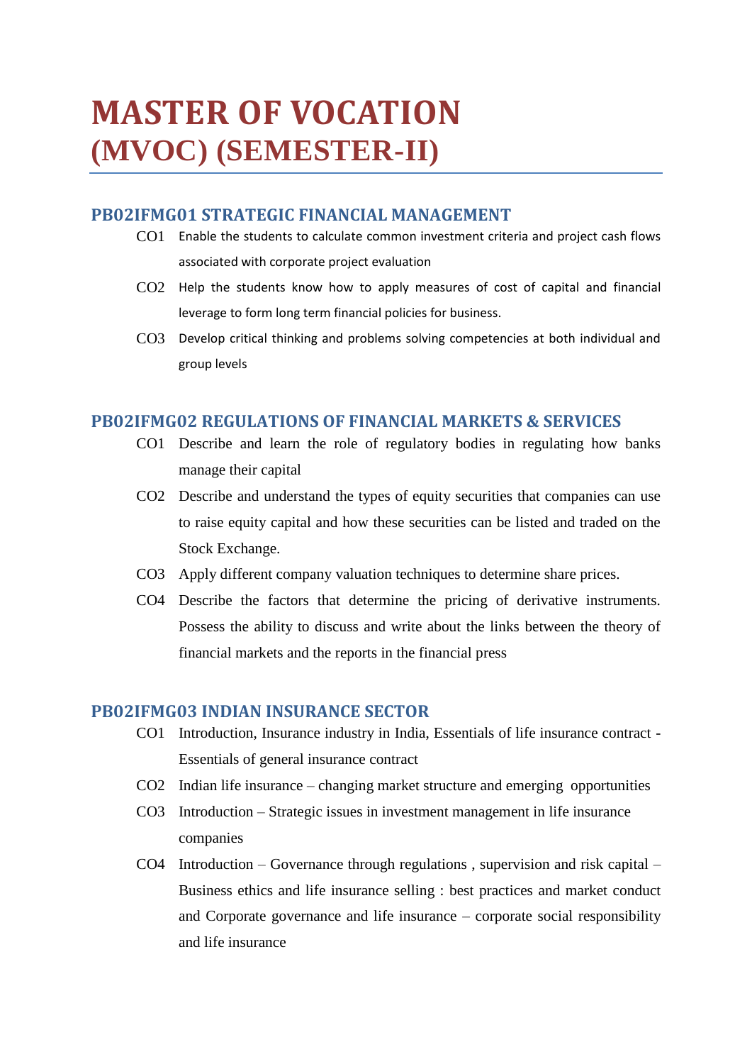# MASTER OF VOCATION (MVOC) (SEMESTER-II)

## PB02IFMG01 STRATEGIC FINANCIAL MANAGEMENT

- CO1 Enable the students to calculate common investment criteria and project cash flows associated with corporate project evaluation
- CO2 Help the students know how to apply measures of cost of capital and financial leverage to form long term financial policies for business.
- CO3 Develop critical thinking and problems solving competencies at both individual and group levels

## PB02IFMG02 REGULATIONS OF FINANCIAL MARKETS & SERVICES

- CO1 Describe and learn the role of regulatory bodies in regulating how banks manage their capital
- CO2 Describe and understand the types of equity securities that companies can use to raise equity capital and how these securities can be listed and traded on the Stock Exchange.
- CO3 Apply different company valuation techniques to determine share prices.
- CO4 Describe the factors that determine the pricing of derivative instruments. Possess the ability to discuss and write about the links between the theory of financial markets and the reports in the financial press

## PB02IFMG03 INDIAN INSURANCE SECTOR

- CO1 Introduction, Insurance industry in India, Essentials of life insurance contract - Essentials of general insurance contract
- CO2 Indian life insurance – changing market structure and emerging opportunities
- CO3 Introduction – Strategic issues in investment management in life insurance companies
- CO4 Introduction – Governance through regulations , supervision and risk capital – Business ethics and life insurance selling : best practices and market conduct and Corporate governance and life insurance – corporate social responsibility and life insurance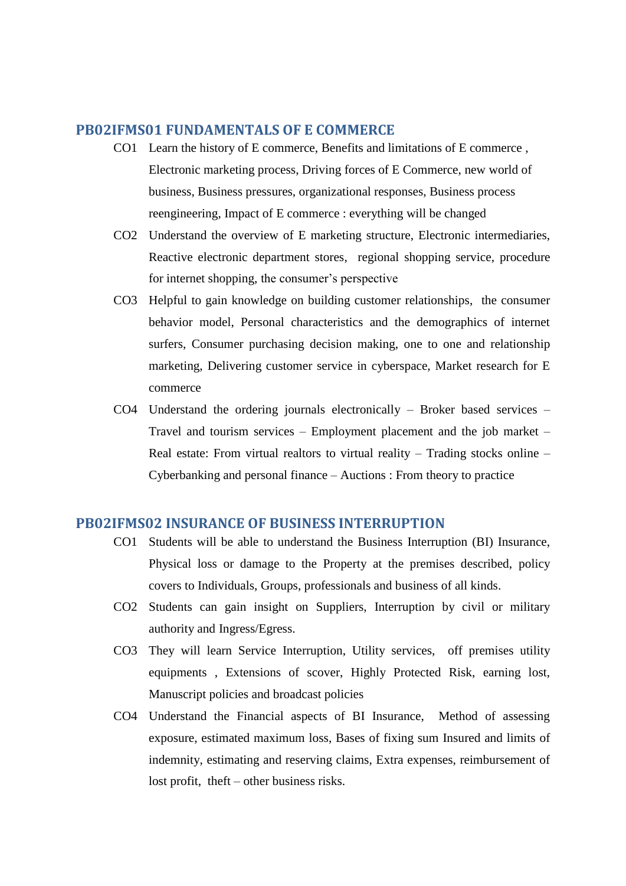## PB02IFMS01 FUNDAMENTALS OF E COMMERCE

- CO1 Learn the history of E commerce, Benefits and limitations of E commerce , Electronic marketing process, Driving forces of E Commerce, new world of business, Business pressures, organizational responses, Business process reengineering, Impact of E commerce : everything will be changed
- CO2 Understand the overview of E marketing structure, Electronic intermediaries, Reactive electronic department stores, regional shopping service, procedure for internet shopping, the consumer's perspective
- CO3 Helpful to gain knowledge on building customer relationships, the consumer behavior model, Personal characteristics and the demographics of internet surfers, Consumer purchasing decision making, one to one and relationship marketing, Delivering customer service in cyberspace, Market research for E commerce
- CO4 Understand the ordering journals electronically – Broker based services – Travel and tourism services – Employment placement and the job market – Real estate: From virtual realtors to virtual reality – Trading stocks online – Cyberbanking and personal finance – Auctions : From theory to practice

## PB02IFMS02 INSURANCE OF BUSINESS INTERRUPTION

- CO1 Students will be able to understand the Business Interruption (BI) Insurance, Physical loss or damage to the Property at the premises described, policy covers to Individuals, Groups, professionals and business of all kinds.
- CO2 Students can gain insight on Suppliers, Interruption by civil or military authority and Ingress/Egress.
- CO3 They will learn Service Interruption, Utility services, off premises utility equipments , Extensions of scover, Highly Protected Risk, earning lost, Manuscript policies and broadcast policies
- CO4 Understand the Financial aspects of BI Insurance, Method of assessing exposure, estimated maximum loss, Bases of fixing sum Insured and limits of indemnity, estimating and reserving claims, Extra expenses, reimbursement of lost profit, theft – other business risks.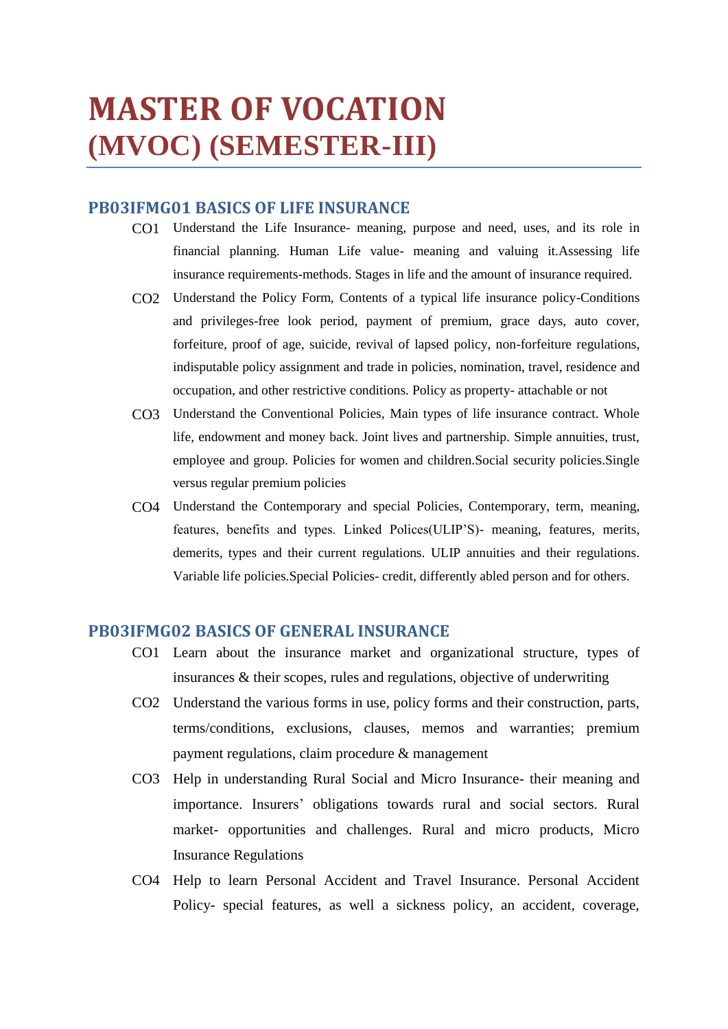# MASTER OF VOCATION (MVOC) (SEMESTER-III)

## PB03IFMG01 BASICS OF LIFE INSURANCE

- CO1 Understand the Life Insurance- meaning, purpose and need, uses, and its role in financial planning. Human Life value- meaning and valuing it.Assessing life insurance requirements-methods. Stages in life and the amount of insurance required.
- CO2 Understand the Policy Form, Contents of a typical life insurance policy-Conditions and privileges-free look period, payment of premium, grace days, auto cover, forfeiture, proof of age, suicide, revival of lapsed policy, non-forfeiture regulations, indisputable policy assignment and trade in policies, nomination, travel, residence and occupation, and other restrictive conditions. Policy as property- attachable or not
- CO3 Understand the Conventional Policies, Main types of life insurance contract. Whole life, endowment and money back. Joint lives and partnership. Simple annuities, trust, employee and group. Policies for women and children.Social security policies.Single versus regular premium policies
- CO4 Understand the Contemporary and special Policies, Contemporary, term, meaning, features, benefits and types. Linked Polices(ULIP'S)- meaning, features, merits, demerits, types and their current regulations. ULIP annuities and their regulations. Variable life policies.Special Policies- credit, differently abled person and for others.

## PB03IFMG02 BASICS OF GENERAL INSURANCE

- CO1 Learn about the insurance market and organizational structure, types of insurances & their scopes, rules and regulations, objective of underwriting
- CO2 Understand the various forms in use, policy forms and their construction, parts, terms/conditions, exclusions, clauses, memos and warranties; premium payment regulations, claim procedure & management
- CO3 Help in understanding Rural Social and Micro Insurance- their meaning and importance. Insurers' obligations towards rural and social sectors. Rural market- opportunities and challenges. Rural and micro products, Micro Insurance Regulations
- CO4 Help to learn Personal Accident and Travel Insurance. Personal Accident Policy- special features, as well a sickness policy, an accident, coverage,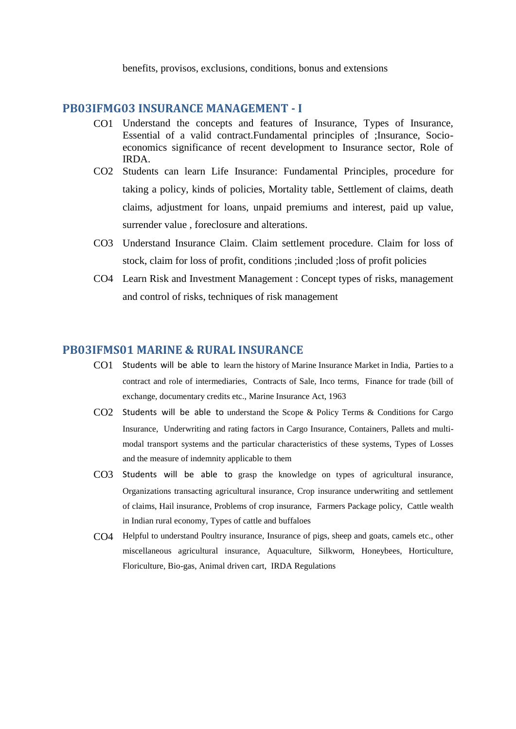benefits, provisos, exclusions, conditions, bonus and extensions

## PB03IFMG03 INSURANCE MANAGEMENT - I

- CO1 Understand the concepts and features of Insurance, Types of Insurance, Essential of a valid contract.Fundamental principles of ;Insurance, Socio-economics significance of recent development to Insurance sector, Role of IRDA.
- CO2 Students can learn Life Insurance: Fundamental Principles, procedure for taking a policy, kinds of policies, Mortality table, Settlement of claims, death claims, adjustment for loans, unpaid premiums and interest, paid up value, surrender value , foreclosure and alterations.
- CO3 Understand Insurance Claim. Claim settlement procedure. Claim for loss of stock, claim for loss of profit, conditions ;included ;loss of profit policies
- CO4 Learn Risk and Investment Management : Concept types of risks, management and control of risks, techniques of risk management

## PB03IFMS01 MARINE & RURAL INSURANCE

- CO1 Students will be able to learn the history of Marine Insurance Market in India, Parties to a contract and role of intermediaries, Contracts of Sale, Inco terms, Finance for trade (bill of exchange, documentary credits etc., Marine Insurance Act, 1963
- CO2 Students will be able to understand the Scope & Policy Terms & Conditions for Cargo Insurance, Underwriting and rating factors in Cargo Insurance, Containers, Pallets and multi-modal transport systems and the particular characteristics of these systems, Types of Losses and the measure of indemnity applicable to them
- CO3 Students will be able to grasp the knowledge on types of agricultural insurance, Organizations transacting agricultural insurance, Crop insurance underwriting and settlement of claims, Hail insurance, Problems of crop insurance, Farmers Package policy, Cattle wealth in Indian rural economy, Types of cattle and buffaloes
- CO4 Helpful to understand Poultry insurance, Insurance of pigs, sheep and goats, camels etc., other miscellaneous agricultural insurance, Aquaculture, Silkworm, Honeybees, Horticulture, Floriculture, Bio-gas, Animal driven cart, IRDA Regulations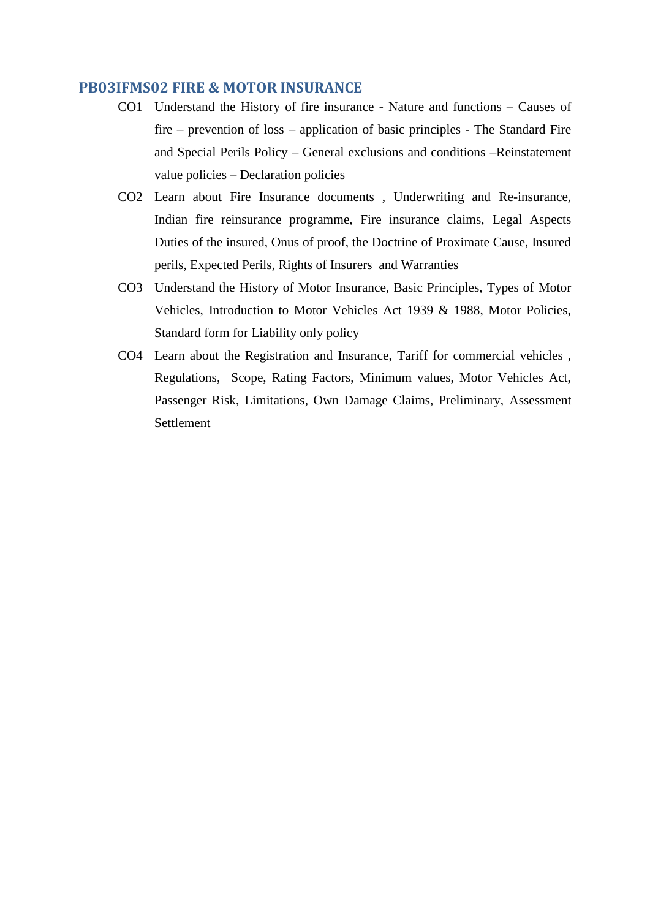## PB03IFMS02 FIRE & MOTOR INSURANCE

- CO1 Understand the History of fire insurance - Nature and functions – Causes of fire – prevention of loss – application of basic principles - The Standard Fire and Special Perils Policy – General exclusions and conditions –Reinstatement value policies – Declaration policies
- CO2 Learn about Fire Insurance documents , Underwriting and Re-insurance, Indian fire reinsurance programme, Fire insurance claims, Legal Aspects Duties of the insured, Onus of proof, the Doctrine of Proximate Cause, Insured perils, Expected Perils, Rights of Insurers and Warranties
- CO3 Understand the History of Motor Insurance, Basic Principles, Types of Motor Vehicles, Introduction to Motor Vehicles Act 1939 & 1988, Motor Policies, Standard form for Liability only policy
- CO4 Learn about the Registration and Insurance, Tariff for commercial vehicles , Regulations, Scope, Rating Factors, Minimum values, Motor Vehicles Act, Passenger Risk, Limitations, Own Damage Claims, Preliminary, Assessment Settlement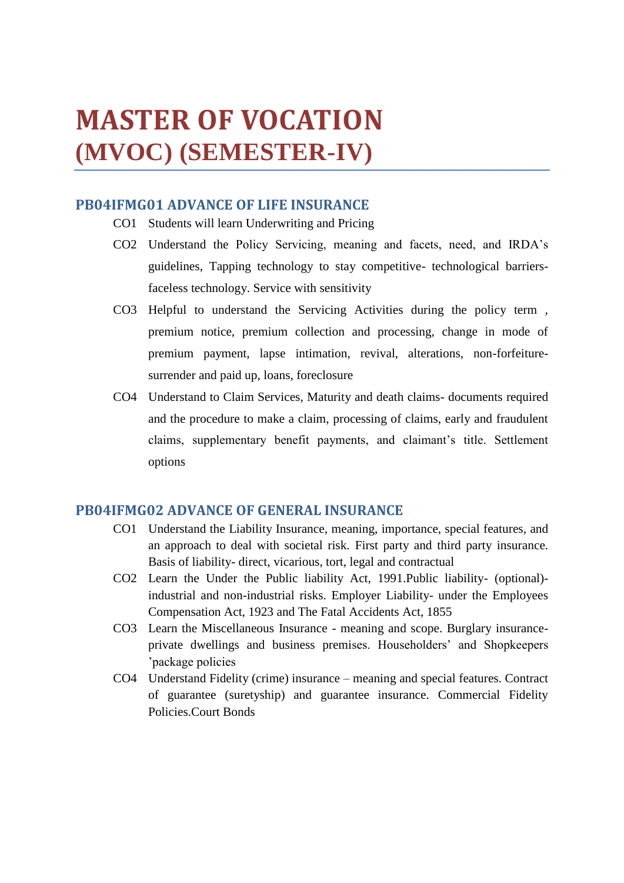# MASTER OF VOCATION (MVOC) (SEMESTER-IV)

## PB04IFMG01 ADVANCE OF LIFE INSURANCE

- CO1 Students will learn Underwriting and Pricing
- CO2 Understand the Policy Servicing, meaning and facets, need, and IRDA's guidelines, Tapping technology to stay competitive- technological barriers- faceless technology. Service with sensitivity
- CO3 Helpful to understand the Servicing Activities during the policy term , premium notice, premium collection and processing, change in mode of premium payment, lapse intimation, revival, alterations, non-forfeiture- surrender and paid up, loans, foreclosure
- CO4 Understand to Claim Services, Maturity and death claims- documents required and the procedure to make a claim, processing of claims, early and fraudulent claims, supplementary benefit payments, and claimant's title. Settlement options

## PB04IFMG02 ADVANCE OF GENERAL INSURANCE

- CO1 Understand the Liability Insurance, meaning, importance, special features, and an approach to deal with societal risk. First party and third party insurance. Basis of liability- direct, vicarious, tort, legal and contractual
- CO2 Learn the Under the Public liability Act, 1991.Public liability- (optional)- industrial and non-industrial risks. Employer Liability- under the Employees Compensation Act, 1923 and The Fatal Accidents Act, 1855
- CO3 Learn the Miscellaneous Insurance - meaning and scope. Burglary insurance- private dwellings and business premises. Householders' and Shopkeepers 'package policies
- CO4 Understand Fidelity (crime) insurance – meaning and special features. Contract of guarantee (suretyship) and guarantee insurance. Commercial Fidelity Policies.Court Bonds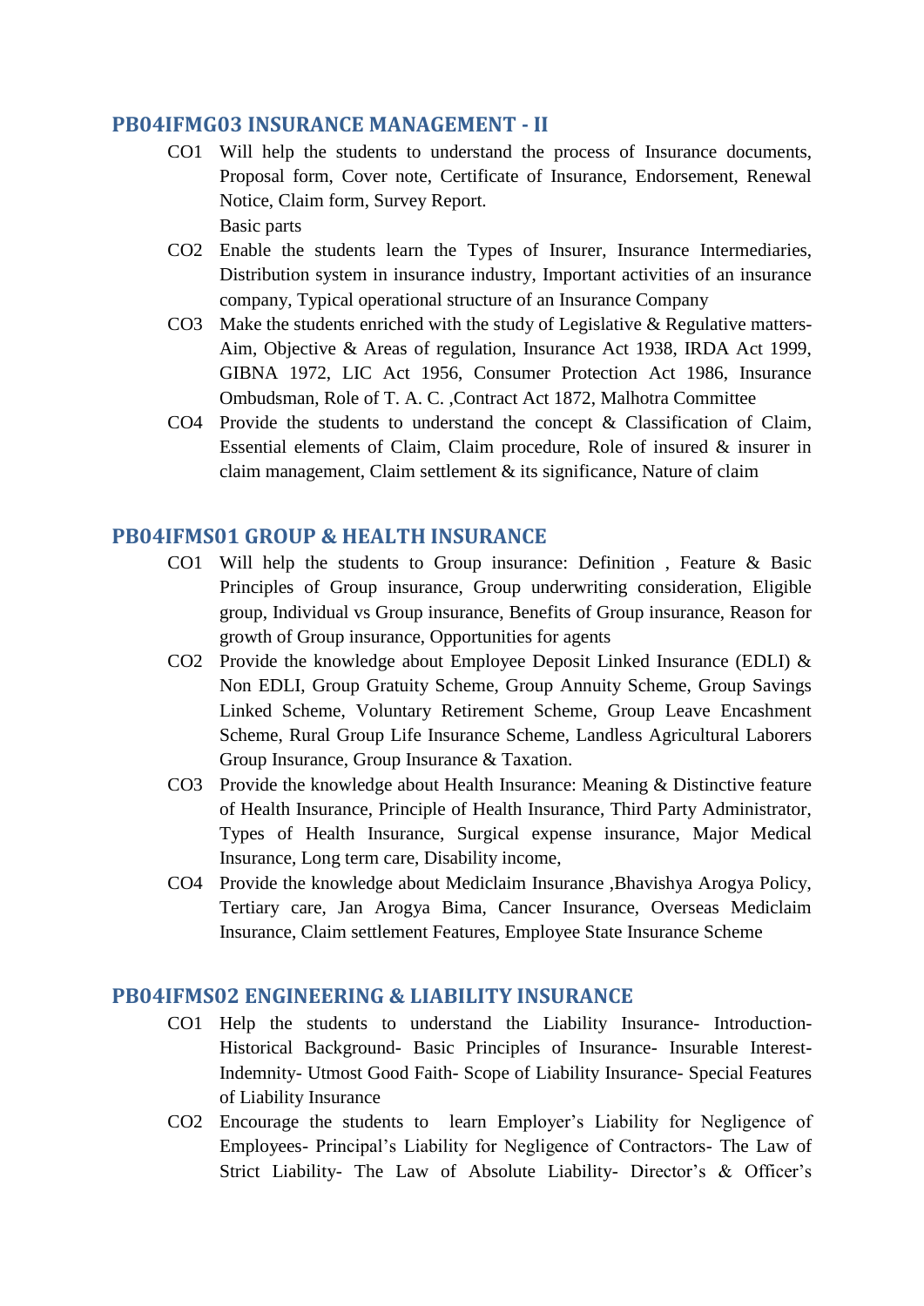## PB04IFMG03 INSURANCE MANAGEMENT - II

- CO1 Will help the students to understand the process of Insurance documents, Proposal form, Cover note, Certificate of Insurance, Endorsement, Renewal Notice, Claim form, Survey Report.
  Basic parts
- CO2 Enable the students learn the Types of Insurer, Insurance Intermediaries, Distribution system in insurance industry, Important activities of an insurance company, Typical operational structure of an Insurance Company
- CO3 Make the students enriched with the study of Legislative & Regulative matters- Aim, Objective & Areas of regulation, Insurance Act 1938, IRDA Act 1999, GIBNA 1972, LIC Act 1956, Consumer Protection Act 1986, Insurance Ombudsman, Role of T. A. C. ,Contract Act 1872, Malhotra Committee
- CO4 Provide the students to understand the concept & Classification of Claim, Essential elements of Claim, Claim procedure, Role of insured & insurer in claim management, Claim settlement & its significance, Nature of claim

## PB04IFMS01 GROUP & HEALTH INSURANCE

- CO1 Will help the students to Group insurance: Definition , Feature & Basic Principles of Group insurance, Group underwriting consideration, Eligible group, Individual vs Group insurance, Benefits of Group insurance, Reason for growth of Group insurance, Opportunities for agents
- CO2 Provide the knowledge about Employee Deposit Linked Insurance (EDLI) & Non EDLI, Group Gratuity Scheme, Group Annuity Scheme, Group Savings Linked Scheme, Voluntary Retirement Scheme, Group Leave Encashment Scheme, Rural Group Life Insurance Scheme, Landless Agricultural Laborers Group Insurance, Group Insurance & Taxation.
- CO3 Provide the knowledge about Health Insurance: Meaning & Distinctive feature of Health Insurance, Principle of Health Insurance, Third Party Administrator, Types of Health Insurance, Surgical expense insurance, Major Medical Insurance, Long term care, Disability income,
- CO4 Provide the knowledge about Mediclaim Insurance ,Bhavishya Arogya Policy, Tertiary care, Jan Arogya Bima, Cancer Insurance, Overseas Mediclaim Insurance, Claim settlement Features, Employee State Insurance Scheme

## PB04IFMS02 ENGINEERING & LIABILITY INSURANCE

- CO1 Help the students to understand the Liability Insurance- Introduction- Historical Background- Basic Principles of Insurance- Insurable Interest- Indemnity- Utmost Good Faith- Scope of Liability Insurance- Special Features of Liability Insurance
- CO2 Encourage the students to learn Employer's Liability for Negligence of Employees- Principal's Liability for Negligence of Contractors- The Law of Strict Liability- The Law of Absolute Liability- Director's & Officer's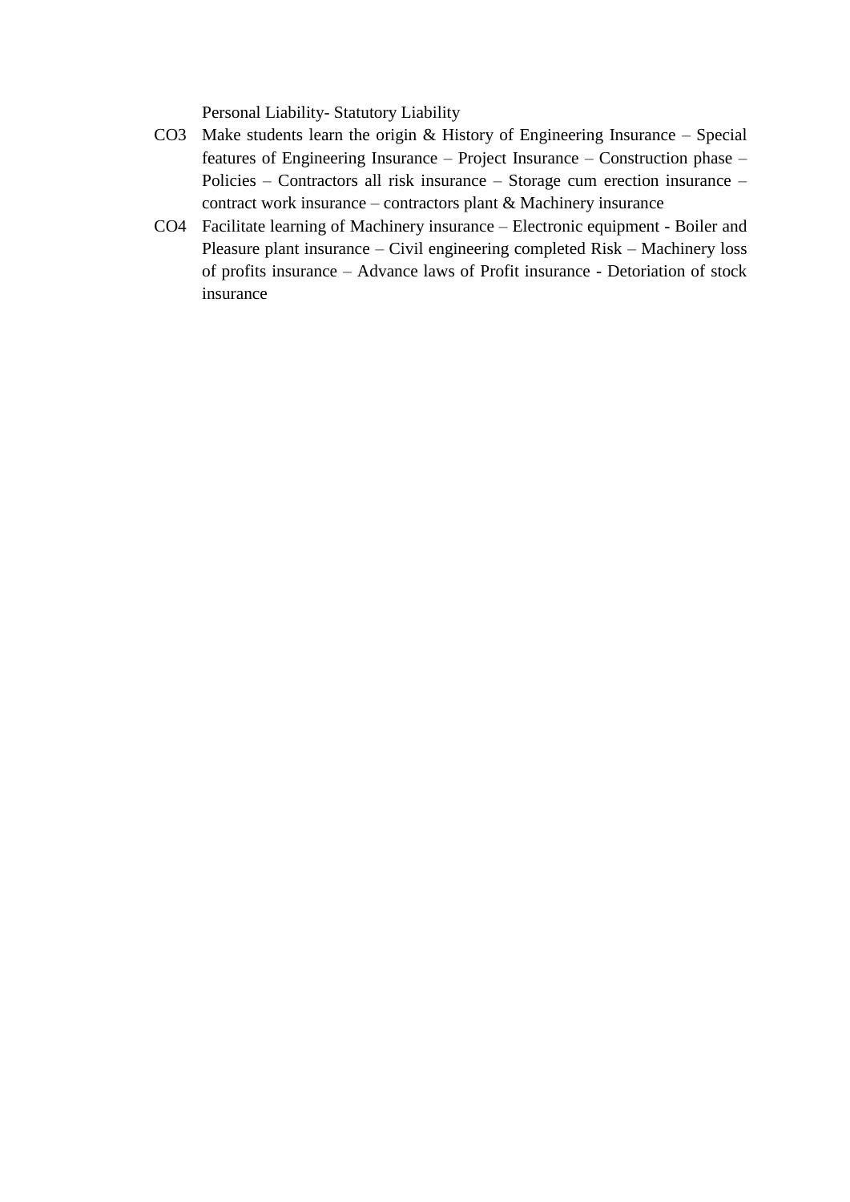Personal Liability- Statutory Liability

| | |
|---|---|
| CO3 | Make students learn the origin & History of Engineering Insurance – Special features of Engineering Insurance – Project Insurance – Construction phase – Policies – Contractors all risk insurance – Storage cum erection insurance – contract work insurance – contractors plant & Machinery insurance |
| CO4 | Facilitate learning of Machinery insurance – Electronic equipment - Boiler and Pleasure plant insurance – Civil engineering completed Risk – Machinery loss of profits insurance – Advance laws of Profit insurance - Detoriation of stock insurance |